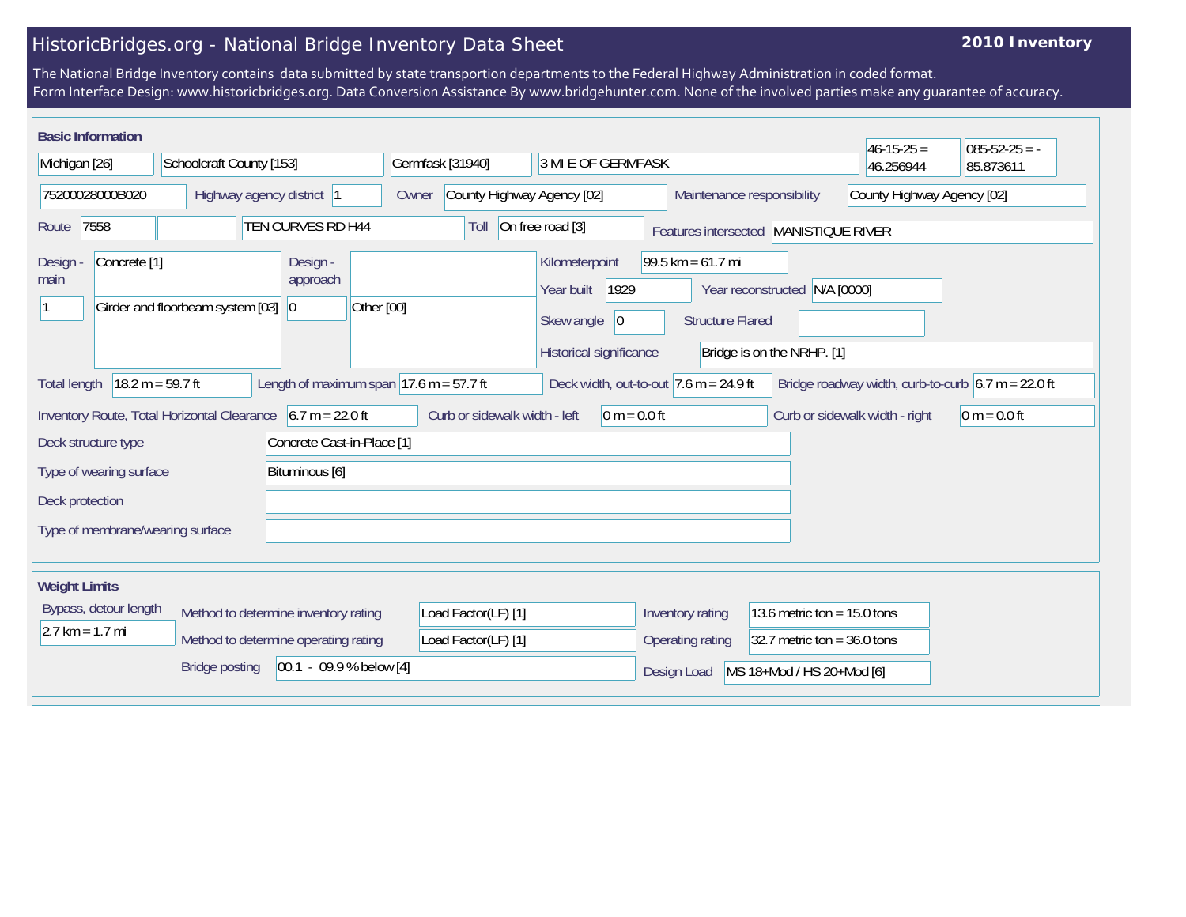# HistoricBridges.org - National Bridge Inventory Data Sheet

**2010 Inventory**

The National Bridge Inventory contains data submitted by state transportion departments to the Federal Highway Administration in coded format.
Form Interface Design: www.historicbridges.org. Data Conversion Assistance By www.bridgehunter.com. None of the involved parties make any guarantee of accuracy.

## Basic Information

| | |
|---|---|
| State | Michigan [26] |
| County | Schoolcraft County [153] |
| Place | Germfask [31940] |
| Location | 3 MI E OF GERMFASK |
| Latitude | 46-15-25 = 46.256944 |
| Longitude | 085-52-25 = -85.873611 |
| Structure Number | 75200028000B020 |
| Highway agency district | 1 |
| Owner | County Highway Agency [02] |
| Maintenance responsibility | County Highway Agency [02] |
| Route | 7558 |
| Facility carried | TEN CURVES RD H44 |
| Toll | On free road [3] |
| Features intersected | MANISTIQUE RIVER |
| Design - main | 1 — Concrete [1] — Girder and floorbeam system [03] |
| Design - approach | 0 — Other [00] |
| Kilometerpoint | 99.5 km = 61.7 mi |
| Year built | 1929 |
| Year reconstructed | N/A [0000] |
| Skew angle | 0 |
| Structure Flared | |
| Historical significance | Bridge is on the NRHP. [1] |
| Total length | 18.2 m = 59.7 ft |
| Length of maximum span | 17.6 m = 57.7 ft |
| Deck width, out-to-out | 7.6 m = 24.9 ft |
| Bridge roadway width, curb-to-curb | 6.7 m = 22.0 ft |
| Inventory Route, Total Horizontal Clearance | 6.7 m = 22.0 ft |
| Curb or sidewalk width - left | 0 m = 0.0 ft |
| Curb or sidewalk width - right | 0 m = 0.0 ft |
| Deck structure type | Concrete Cast-in-Place [1] |
| Type of wearing surface | Bituminous [6] |
| Deck protection | |
| Type of membrane/wearing surface | |

## Weight Limits

| | |
|---|---|
| Bypass, detour length | 2.7 km = 1.7 mi |
| Method to determine inventory rating | Load Factor(LF) [1] |
| Method to determine operating rating | Load Factor(LF) [1] |
| Bridge posting | 00.1 - 09.9 % below [4] |
| Inventory rating | 13.6 metric ton = 15.0 tons |
| Operating rating | 32.7 metric ton = 36.0 tons |
| Design Load | MS 18+Mod / HS 20+Mod [6] |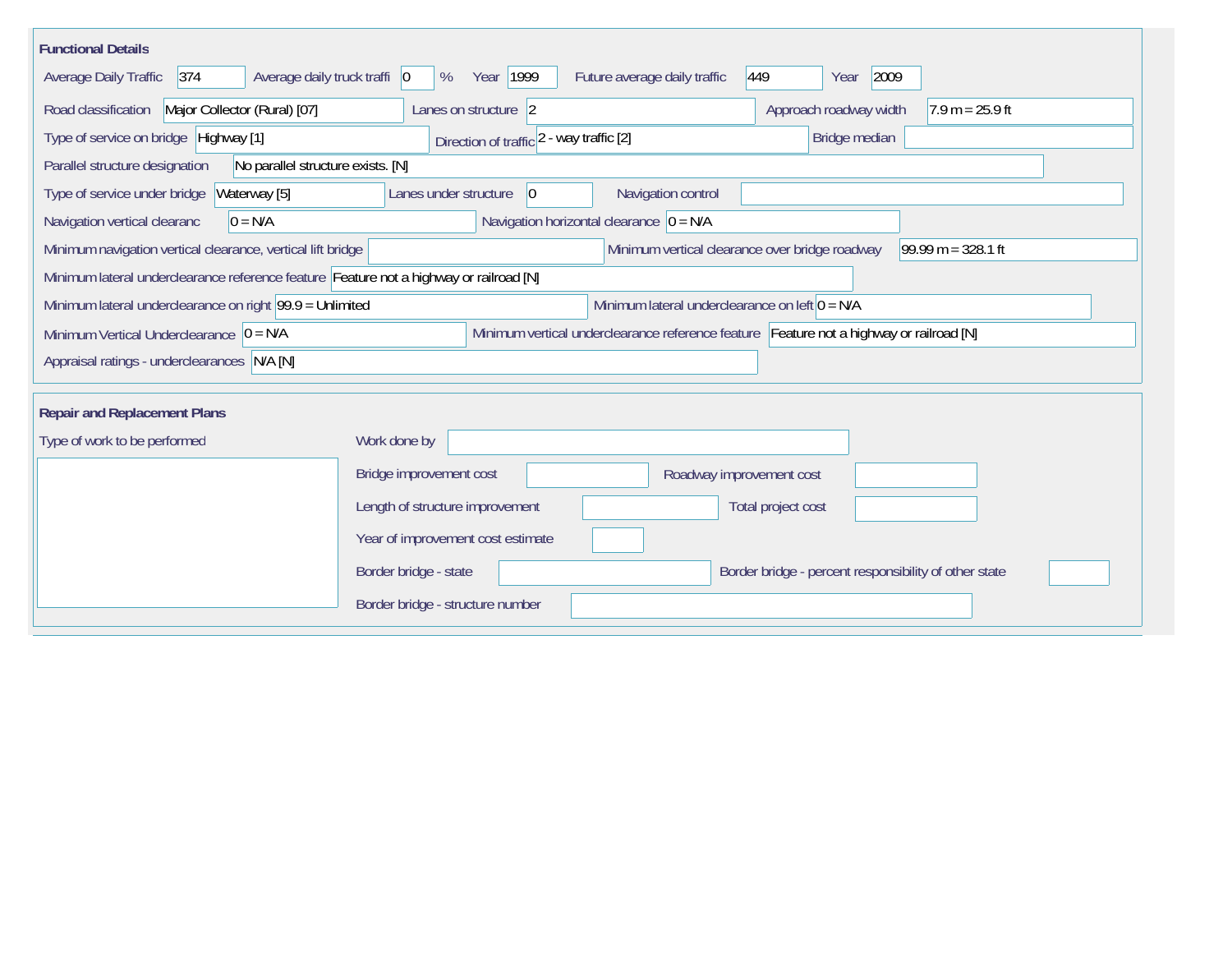## Functional Details

| Field | Value |
| --- | --- |
| Average Daily Traffic | 374 |
| Average daily truck traffi | 0 % |
| Year | 1999 |
| Future average daily traffic | 449 |
| Year | 2009 |
| Road classification | Major Collector (Rural) [07] |
| Lanes on structure | 2 |
| Approach roadway width | 7.9 m = 25.9 ft |
| Type of service on bridge | Highway [1] |
| Direction of traffic | 2 - way traffic [2] |
| Bridge median | |
| Parallel structure designation | No parallel structure exists. [N] |
| Type of service under bridge | Waterway [5] |
| Lanes under structure | 0 |
| Navigation control | |
| Navigation vertical clearanc | 0 = N/A |
| Navigation horizontal clearance | 0 = N/A |
| Minimum navigation vertical clearance, vertical lift bridge | |
| Minimum vertical clearance over bridge roadway | 99.99 m = 328.1 ft |
| Minimum lateral underclearance reference feature | Feature not a highway or railroad [N] |
| Minimum lateral underclearance on right | 99.9 = Unlimited |
| Minimum lateral underclearance on left | 0 = N/A |
| Minimum Vertical Underclearance | 0 = N/A |
| Minimum vertical underclearance reference feature | Feature not a highway or railroad [N] |
| Appraisal ratings - underclearances | N/A [N] |

## Repair and Replacement Plans

| Field | Value |
| --- | --- |
| Type of work to be performed | |
| Work done by | |
| Bridge improvement cost | |
| Roadway improvement cost | |
| Length of structure improvement | |
| Total project cost | |
| Year of improvement cost estimate | |
| Border bridge - state | |
| Border bridge - percent responsibility of other state | |
| Border bridge - structure number | |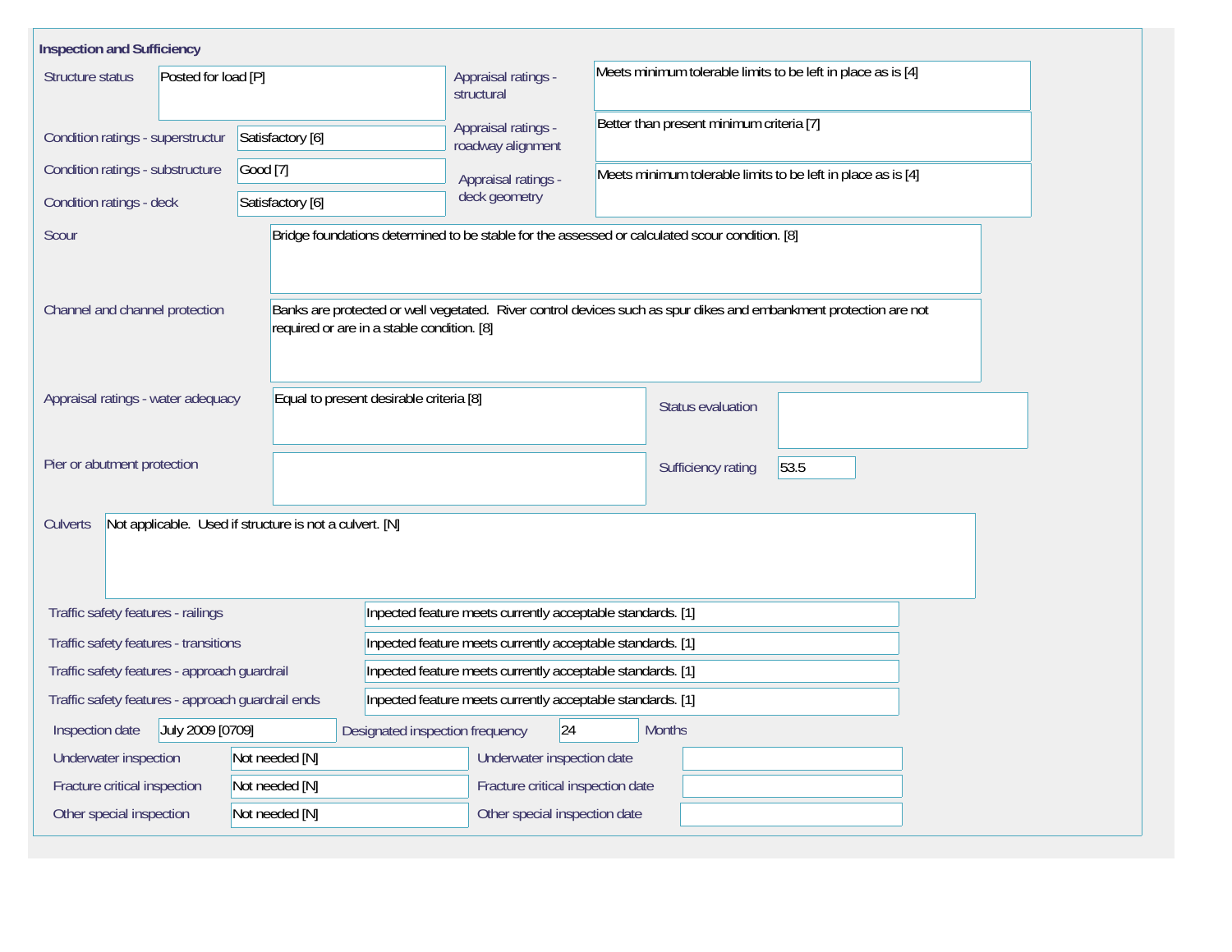## Inspection and Sufficiency

| | |
|---|---|
| Structure status | Posted for load [P] |
| Appraisal ratings - structural | Meets minimum tolerable limits to be left in place as is [4] |
| Condition ratings - superstructur | Satisfactory [6] |
| Appraisal ratings - roadway alignment | Better than present minimum criteria [7] |
| Condition ratings - substructure | Good [7] |
| Appraisal ratings - deck geometry | Meets minimum tolerable limits to be left in place as is [4] |
| Condition ratings - deck | Satisfactory [6] |
| Scour | Bridge foundations determined to be stable for the assessed or calculated scour condition. [8] |
| Channel and channel protection | Banks are protected or well vegetated. River control devices such as spur dikes and embankment protection are not required or are in a stable condition. [8] |
| Appraisal ratings - water adequacy | Equal to present desirable criteria [8] |
| Status evaluation | |
| Pier or abutment protection | |
| Sufficiency rating | 53.5 |
| Culverts | Not applicable. Used if structure is not a culvert. [N] |
| Traffic safety features - railings | Inpected feature meets currently acceptable standards. [1] |
| Traffic safety features - transitions | Inpected feature meets currently acceptable standards. [1] |
| Traffic safety features - approach guardrail | Inpected feature meets currently acceptable standards. [1] |
| Traffic safety features - approach guardrail ends | Inpected feature meets currently acceptable standards. [1] |
| Inspection date | July 2009 [0709] |
| Designated inspection frequency | 24 Months |
| Underwater inspection | Not needed [N] |
| Underwater inspection date | |
| Fracture critical inspection | Not needed [N] |
| Fracture critical inspection date | |
| Other special inspection | Not needed [N] |
| Other special inspection date | |